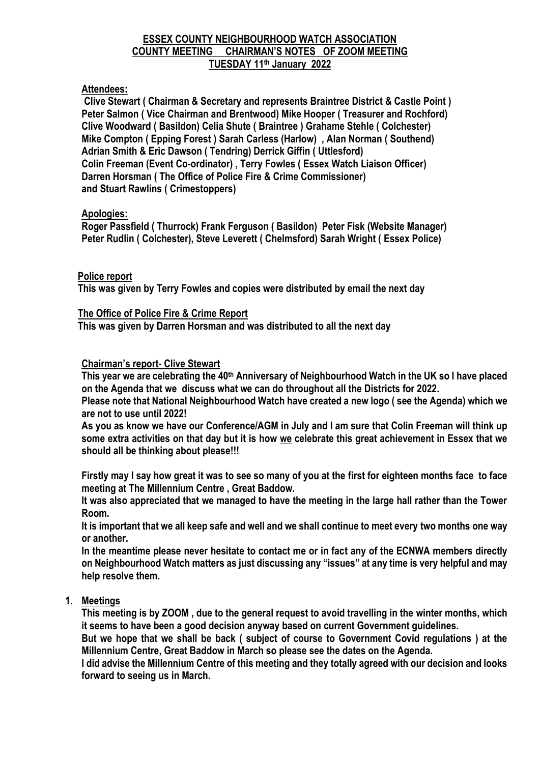# ESSEX COUNTY NEIGHBOURHOOD WATCH ASSOCIATION
## COUNTY MEETING CHAIRMAN'S NOTES OF ZOOM MEETING
## TUESDAY 11th January 2022

**Attendees:**

**Clive Stewart ( Chairman & Secretary and represents Braintree District & Castle Point )**
**Peter Salmon ( Vice Chairman and Brentwood) Mike Hooper ( Treasurer and Rochford)**
**Clive Woodward ( Basildon) Celia Shute ( Braintree ) Grahame Stehle ( Colchester)**
**Mike Compton ( Epping Forest ) Sarah Carless (Harlow) , Alan Norman ( Southend)**
**Adrian Smith & Eric Dawson ( Tendring) Derrick Giffin ( Uttlesford)**
**Colin Freeman (Event Co-ordinator) , Terry Fowles ( Essex Watch Liaison Officer)**
**Darren Horsman ( The Office of Police Fire & Crime Commissioner)**
**and Stuart Rawlins ( Crimestoppers)**

**Apologies:**

**Roger Passfield ( Thurrock) Frank Ferguson ( Basildon) Peter Fisk (Website Manager)**
**Peter Rudlin ( Colchester), Steve Leverett ( Chelmsford) Sarah Wright ( Essex Police)**

**Police report**

**This was given by Terry Fowles and copies were distributed by email the next day**

**The Office of Police Fire & Crime Report**

**This was given by Darren Horsman and was distributed to all the next day**

**Chairman's report- Clive Stewart**

**This year we are celebrating the 40th Anniversary of Neighbourhood Watch in the UK so I have placed on the Agenda that we discuss what we can do throughout all the Districts for 2022.**

**Please note that National Neighbourhood Watch have created a new logo ( see the Agenda) which we are not to use until 2022!**

**As you as know we have our Conference/AGM in July and I am sure that Colin Freeman will think up some extra activities on that day but it is how we celebrate this great achievement in Essex that we should all be thinking about please!!!**

**Firstly may I say how great it was to see so many of you at the first for eighteen months face to face meeting at The Millennium Centre , Great Baddow.**

**It was also appreciated that we managed to have the meeting in the large hall rather than the Tower Room.**

**It is important that we all keep safe and well and we shall continue to meet every two months one way or another.**

**In the meantime please never hesitate to contact me or in fact any of the ECNWA members directly on Neighbourhood Watch matters as just discussing any "issues" at any time is very helpful and may help resolve them.**

1. **Meetings**

   **This meeting is by ZOOM , due to the general request to avoid travelling in the winter months, which it seems to have been a good decision anyway based on current Government guidelines.**

   **But we hope that we shall be back ( subject of course to Government Covid regulations ) at the Millennium Centre, Great Baddow in March so please see the dates on the Agenda.**

   **I did advise the Millennium Centre of this meeting and they totally agreed with our decision and looks forward to seeing us in March.**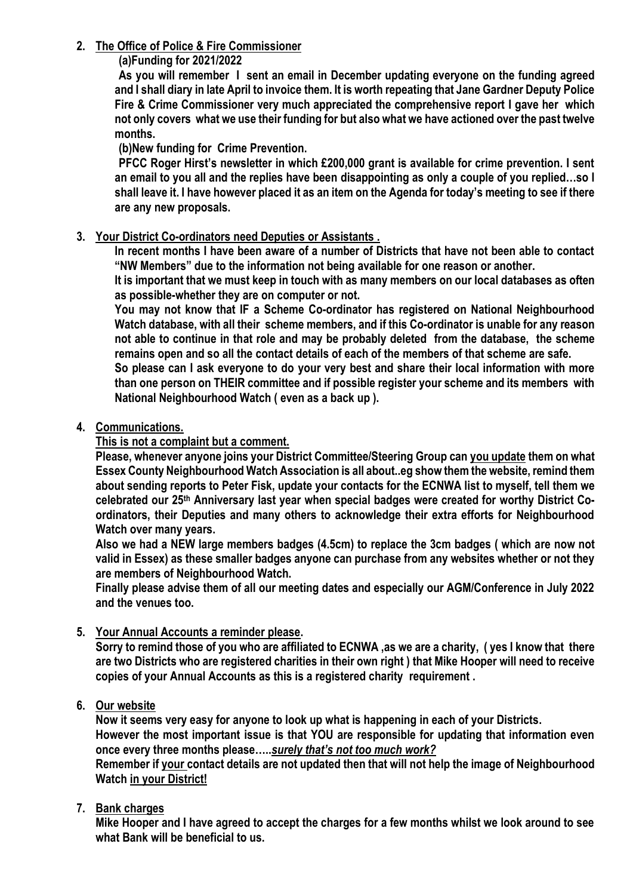2. **<u>The Office of Police & Fire Commissioner</u>**

   **(a)Funding for 2021/2022**

   **As you will remember I sent an email in December updating everyone on the funding agreed and I shall diary in late April to invoice them. It is worth repeating that Jane Gardner Deputy Police Fire & Crime Commissioner very much appreciated the comprehensive report I gave her which not only covers what we use their funding for but also what we have actioned over the past twelve months.**

   **(b)New funding for Crime Prevention.**

   **PFCC Roger Hirst's newsletter in which £200,000 grant is available for crime prevention. I sent an email to you all and the replies have been disappointing as only a couple of you replied…so I shall leave it. I have however placed it as an item on the Agenda for today's meeting to see if there are any new proposals.**

3. **<u>Your District Co-ordinators need Deputies or Assistants .</u>**

   **In recent months I have been aware of a number of Districts that have not been able to contact "NW Members" due to the information not being available for one reason or another.**

   **It is important that we must keep in touch with as many members on our local databases as often as possible-whether they are on computer or not.**

   **You may not know that IF a Scheme Co-ordinator has registered on National Neighbourhood Watch database, with all their scheme members, and if this Co-ordinator is unable for any reason not able to continue in that role and may be probably deleted from the database, the scheme remains open and so all the contact details of each of the members of that scheme are safe.**

   **So please can I ask everyone to do your very best and share their local information with more than one person on THEIR committee and if possible register your scheme and its members with National Neighbourhood Watch ( even as a back up ).**

4. **<u>Communications.</u>**

   **<u>This is not a complaint but a comment.</u>**

   **Please, whenever anyone joins your District Committee/Steering Group can <u>you update</u> them on what Essex County Neighbourhood Watch Association is all about..eg show them the website, remind them about sending reports to Peter Fisk, update your contacts for the ECNWA list to myself, tell them we celebrated our 25th Anniversary last year when special badges were created for worthy District Co-ordinators, their Deputies and many others to acknowledge their extra efforts for Neighbourhood Watch over many years.**

   **Also we had a NEW large members badges (4.5cm) to replace the 3cm badges ( which are now not valid in Essex) as these smaller badges anyone can purchase from any websites whether or not they are members of Neighbourhood Watch.**

   **Finally please advise them of all our meeting dates and especially our AGM/Conference in July 2022 and the venues too.**

5. **<u>Your Annual Accounts a reminder please.</u>**

   **Sorry to remind those of you who are affiliated to ECNWA ,as we are a charity, ( yes I know that there are two Districts who are registered charities in their own right ) that Mike Hooper will need to receive copies of your Annual Accounts as this is a registered charity requirement .**

6. **<u>Our website</u>**

   **Now it seems very easy for anyone to look up what is happening in each of your Districts.**

   **However the most important issue is that YOU are responsible for updating that information even once every three months please…..*<u>surely that's not too much work?</u>***

   **Remember if <u>your</u> contact details are not updated then that will not help the image of Neighbourhood Watch <u>in your District!</u>**

7. **<u>Bank charges</u>**

   **Mike Hooper and I have agreed to accept the charges for a few months whilst we look around to see what Bank will be beneficial to us.**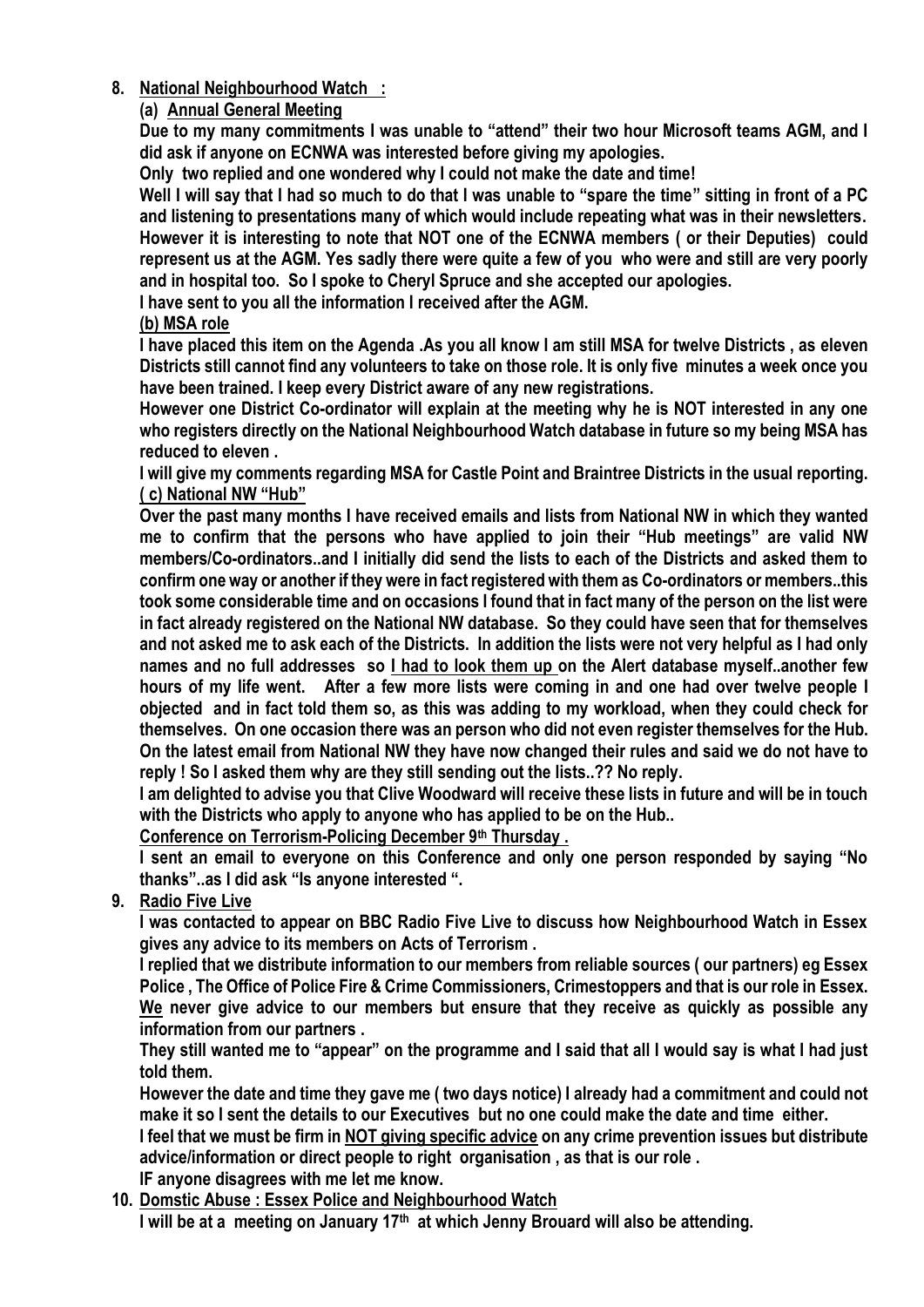**8. National Neighbourhood Watch :**

**(a) Annual General Meeting**

**Due to my many commitments I was unable to "attend" their two hour Microsoft teams AGM, and I did ask if anyone on ECNWA was interested before giving my apologies.**

**Only two replied and one wondered why I could not make the date and time!**

**Well I will say that I had so much to do that I was unable to "spare the time" sitting in front of a PC and listening to presentations many of which would include repeating what was in their newsletters. However it is interesting to note that NOT one of the ECNWA members ( or their Deputies) could represent us at the AGM. Yes sadly there were quite a few of you who were and still are very poorly and in hospital too. So I spoke to Cheryl Spruce and she accepted our apologies.**

**I have sent to you all the information I received after the AGM.**

**(b) MSA role**

**I have placed this item on the Agenda .As you all know I am still MSA for twelve Districts , as eleven Districts still cannot find any volunteers to take on those role. It is only five minutes a week once you have been trained. I keep every District aware of any new registrations.**

**However one District Co-ordinator will explain at the meeting why he is NOT interested in any one who registers directly on the National Neighbourhood Watch database in future so my being MSA has reduced to eleven .**

**I will give my comments regarding MSA for Castle Point and Braintree Districts in the usual reporting.**

**( c) National NW "Hub"**

**Over the past many months I have received emails and lists from National NW in which they wanted me to confirm that the persons who have applied to join their "Hub meetings" are valid NW members/Co-ordinators..and I initially did send the lists to each of the Districts and asked them to confirm one way or another if they were in fact registered with them as Co-ordinators or members..this took some considerable time and on occasions I found that in fact many of the person on the list were in fact already registered on the National NW database. So they could have seen that for themselves and not asked me to ask each of the Districts. In addition the lists were not very helpful as I had only names and no full addresses so I had to look them up on the Alert database myself..another few hours of my life went. After a few more lists were coming in and one had over twelve people I objected and in fact told them so, as this was adding to my workload, when they could check for themselves. On one occasion there was an person who did not even register themselves for the Hub. On the latest email from National NW they have now changed their rules and said we do not have to reply ! So I asked them why are they still sending out the lists..?? No reply.**

**I am delighted to advise you that Clive Woodward will receive these lists in future and will be in touch with the Districts who apply to anyone who has applied to be on the Hub..**

**Conference on Terrorism-Policing December 9th Thursday .**

**I sent an email to everyone on this Conference and only one person responded by saying "No thanks"..as I did ask "Is anyone interested ".**

**9. Radio Five Live**

**I was contacted to appear on BBC Radio Five Live to discuss how Neighbourhood Watch in Essex gives any advice to its members on Acts of Terrorism .**

**I replied that we distribute information to our members from reliable sources ( our partners) eg Essex Police , The Office of Police Fire & Crime Commissioners, Crimestoppers and that is our role in Essex. We never give advice to our members but ensure that they receive as quickly as possible any information from our partners .**

**They still wanted me to "appear" on the programme and I said that all I would say is what I had just told them.**

**However the date and time they gave me ( two days notice) I already had a commitment and could not make it so I sent the details to our Executives but no one could make the date and time either.**

**I feel that we must be firm in NOT giving specific advice on any crime prevention issues but distribute advice/information or direct people to right organisation , as that is our role .**

**IF anyone disagrees with me let me know.**

**10. Domstic Abuse : Essex Police and Neighbourhood Watch**

**I will be at a meeting on January 17th at which Jenny Brouard will also be attending.**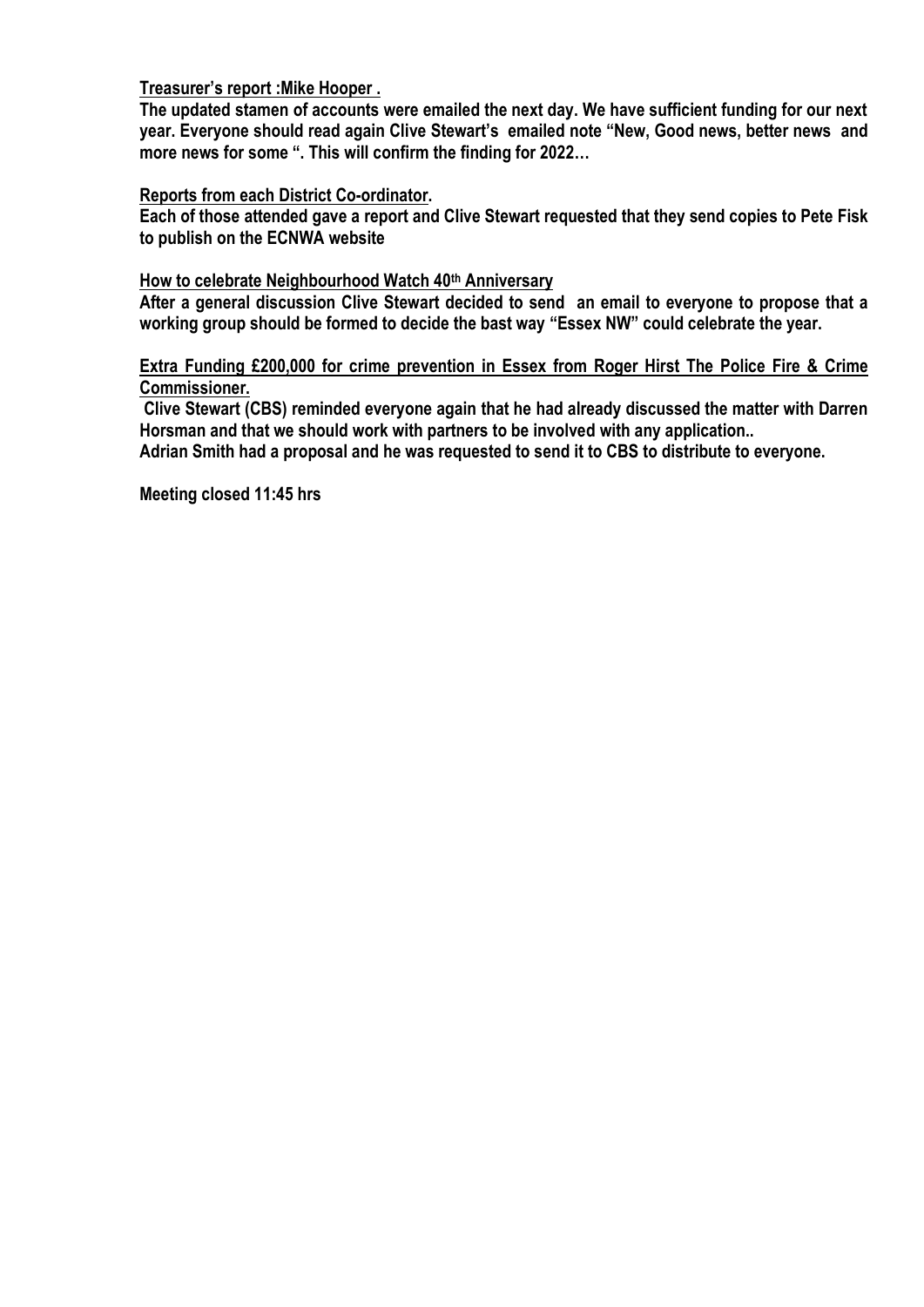**Treasurer's report :Mike Hooper .**

**The updated stamen of accounts were emailed the next day. We have sufficient funding for our next year. Everyone should read again Clive Stewart's emailed note "New, Good news, better news and more news for some ". This will confirm the finding for 2022…**

**Reports from each District Co-ordinator.**

**Each of those attended gave a report and Clive Stewart requested that they send copies to Pete Fisk to publish on the ECNWA website**

**How to celebrate Neighbourhood Watch 40th Anniversary**

**After a general discussion Clive Stewart decided to send an email to everyone to propose that a working group should be formed to decide the bast way "Essex NW" could celebrate the year.**

**Extra Funding £200,000 for crime prevention in Essex from Roger Hirst The Police Fire & Crime Commissioner.**

**Clive Stewart (CBS) reminded everyone again that he had already discussed the matter with Darren Horsman and that we should work with partners to be involved with any application..**
**Adrian Smith had a proposal and he was requested to send it to CBS to distribute to everyone.**

**Meeting closed 11:45 hrs**